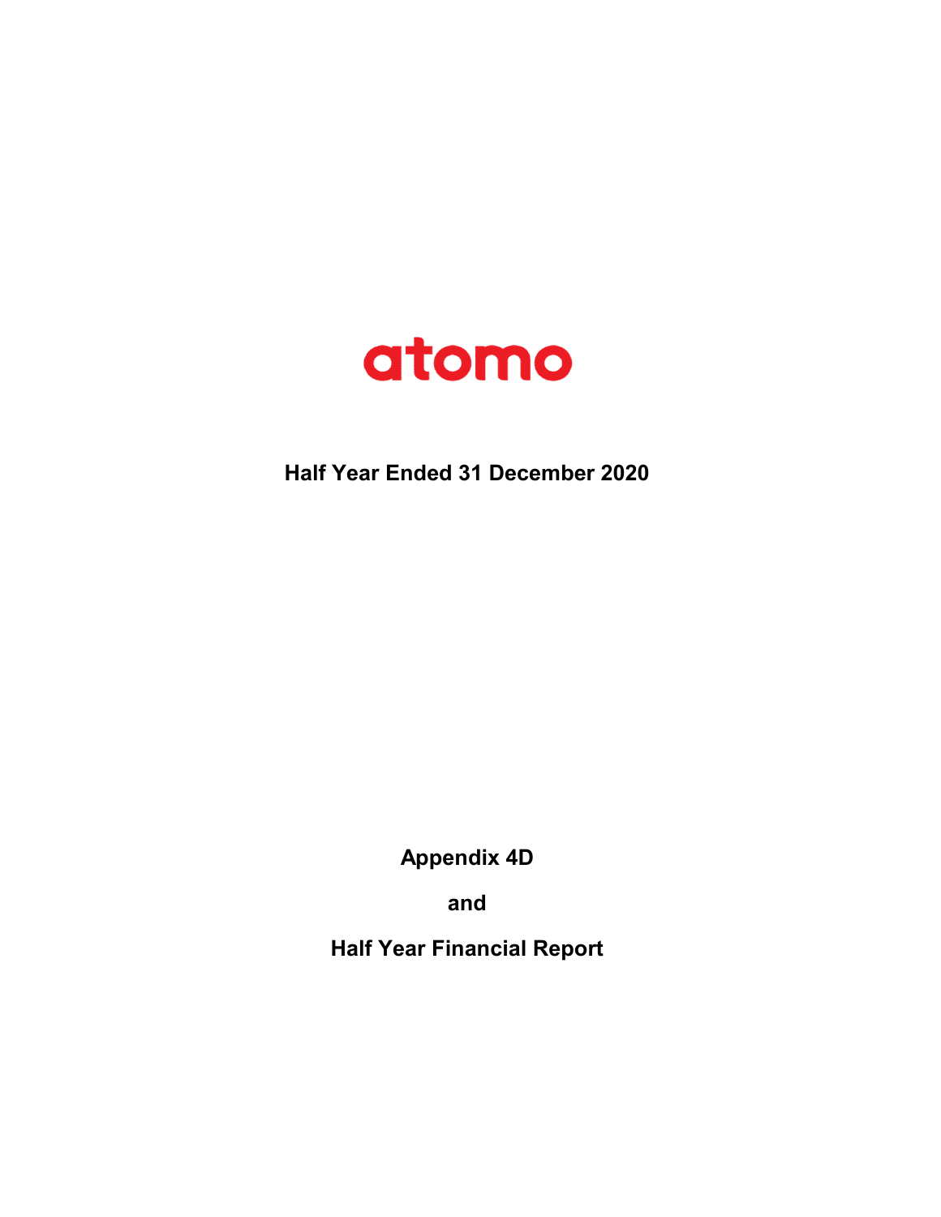# atomo

**Half Year Ended 31 December 2020**

**Appendix 4D**

**and**

**Half Year Financial Report**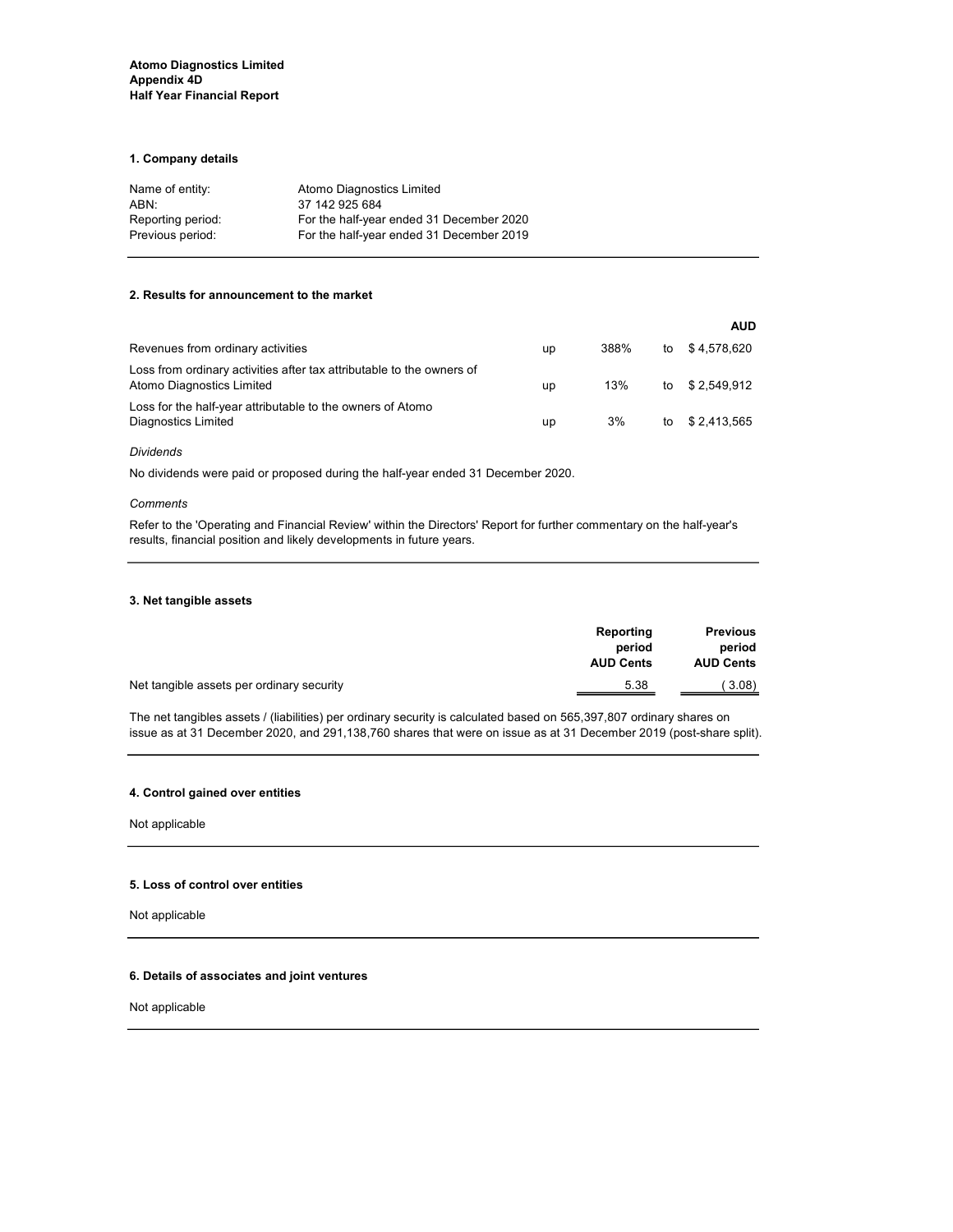**Atomo Diagnostics Limited**
**Appendix 4D**
**Half Year Financial Report**

### 1. Company details

| | |
|---|---|
| Name of entity: | Atomo Diagnostics Limited |
| ABN: | 37 142 925 684 |
| Reporting period: | For the half-year ended 31 December 2020 |
| Previous period: | For the half-year ended 31 December 2019 |

### 2. Results for announcement to the market

| | | | | AUD |
|---|---|---|---|---|
| Revenues from ordinary activities | up | 388% | to | $ 4,578,620 |
| Loss from ordinary activities after tax attributable to the owners of Atomo Diagnostics Limited | up | 13% | to | $ 2,549,912 |
| Loss for the half-year attributable to the owners of Atomo Diagnostics Limited | up | 3% | to | $ 2,413,565 |

*Dividends*

No dividends were paid or proposed during the half-year ended 31 December 2020.

*Comments*

Refer to the 'Operating and Financial Review' within the Directors' Report for further commentary on the half-year's results, financial position and likely developments in future years.

### 3. Net tangible assets

| | Reporting period AUD Cents | Previous period AUD Cents |
|---|---|---|
| Net tangible assets per ordinary security | 5.38 | ( 3.08) |

The net tangibles assets / (liabilities) per ordinary security is calculated based on 565,397,807 ordinary shares on issue as at 31 December 2020, and 291,138,760 shares that were on issue as at 31 December 2019 (post-share split).

### 4. Control gained over entities

Not applicable

### 5. Loss of control over entities

Not applicable

### 6. Details of associates and joint ventures

Not applicable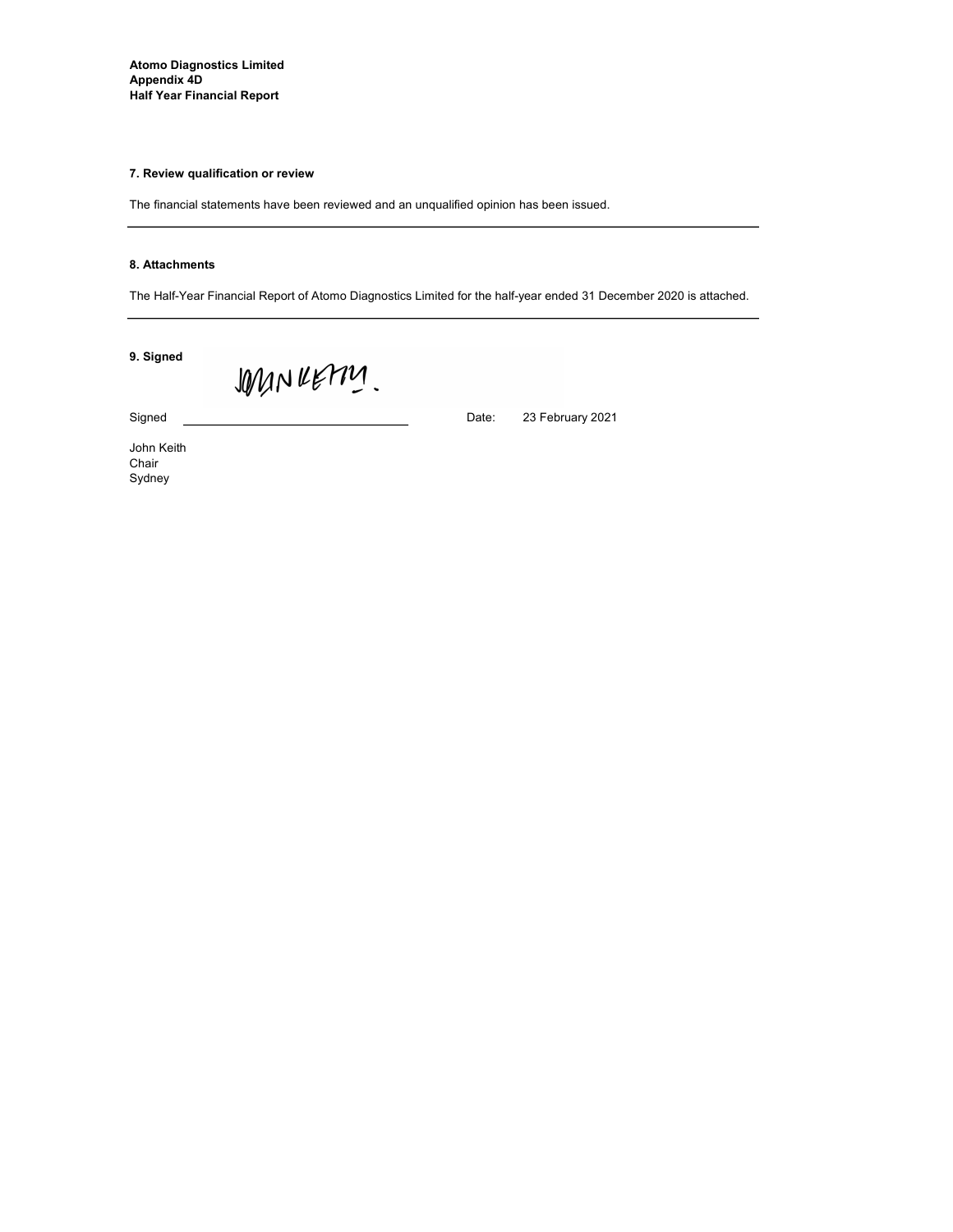**Atomo Diagnostics Limited**
**Appendix 4D**
**Half Year Financial Report**

### 7. Review qualification or review

The financial statements have been reviewed and an unqualified opinion has been issued.

---

### 8. Attachments

The Half-Year Financial Report of Atomo Diagnostics Limited for the half-year ended 31 December 2020 is attached.

---

### 9. Signed

Signed \_\_\_\_\_\_\_\_\_\_\_\_\_\_\_\_\_\_\_\_\_\_\_\_\_\_\_\_\_\_ Date: 23 February 2021

John Keith
Chair
Sydney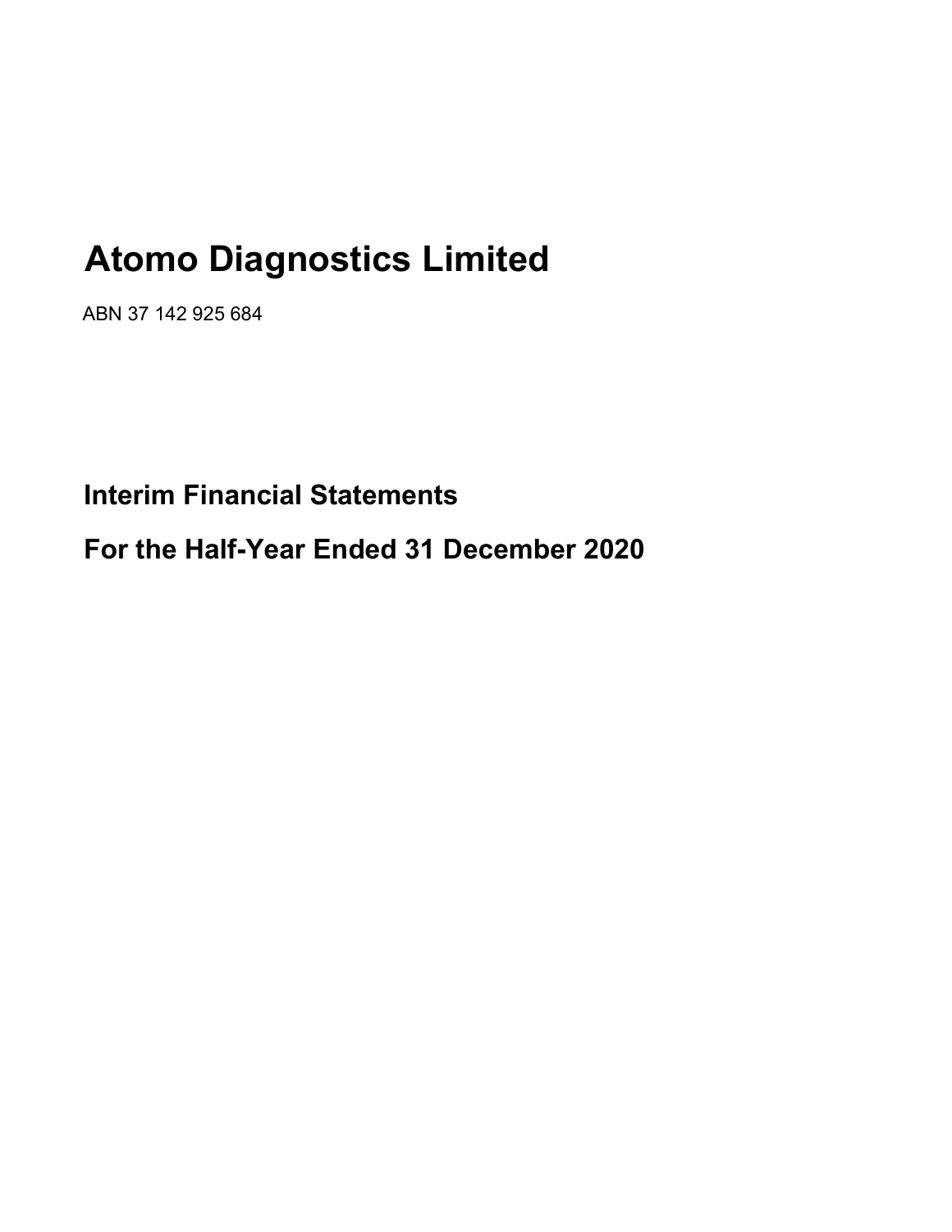# Atomo Diagnostics Limited

ABN 37 142 925 684

## Interim Financial Statements

## For the Half-Year Ended 31 December 2020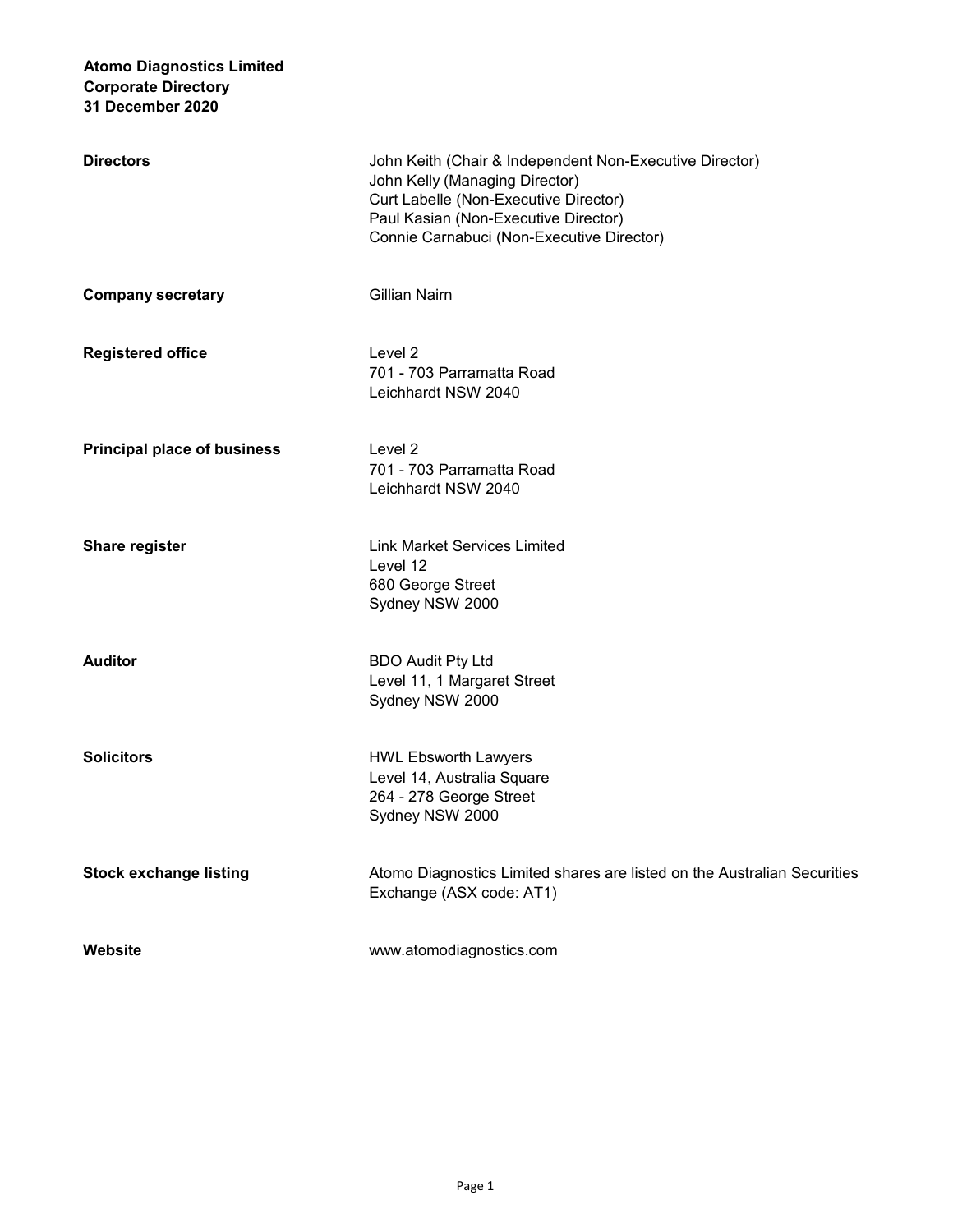**Atomo Diagnostics Limited**
**Corporate Directory**
**31 December 2020**

| | |
|---|---|
| **Directors** | John Keith (Chair & Independent Non-Executive Director)<br>John Kelly (Managing Director)<br>Curt Labelle (Non-Executive Director)<br>Paul Kasian (Non-Executive Director)<br>Connie Carnabuci (Non-Executive Director) |
| **Company secretary** | Gillian Nairn |
| **Registered office** | Level 2<br>701 - 703 Parramatta Road<br>Leichhardt NSW 2040 |
| **Principal place of business** | Level 2<br>701 - 703 Parramatta Road<br>Leichhardt NSW 2040 |
| **Share register** | Link Market Services Limited<br>Level 12<br>680 George Street<br>Sydney NSW 2000 |
| **Auditor** | BDO Audit Pty Ltd<br>Level 11, 1 Margaret Street<br>Sydney NSW 2000 |
| **Solicitors** | HWL Ebsworth Lawyers<br>Level 14, Australia Square<br>264 - 278 George Street<br>Sydney NSW 2000 |
| **Stock exchange listing** | Atomo Diagnostics Limited shares are listed on the Australian Securities Exchange (ASX code: AT1) |
| **Website** | www.atomodiagnostics.com |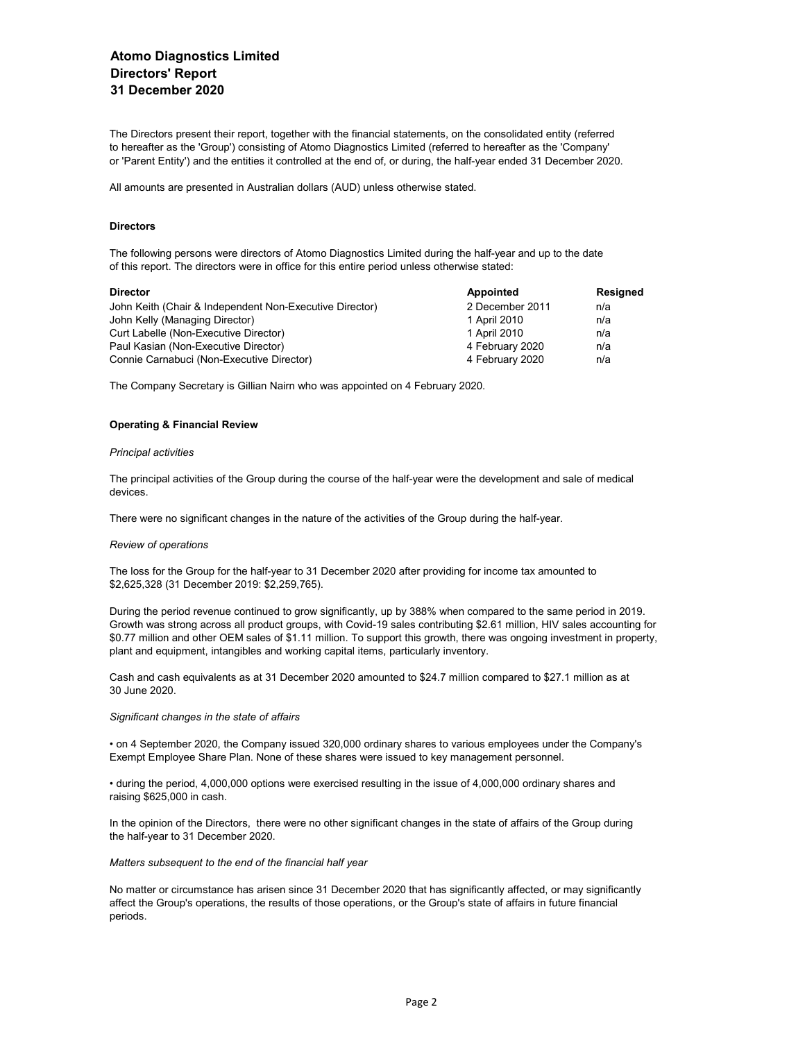# Atomo Diagnostics Limited
# Directors' Report
# 31 December 2020

The Directors present their report, together with the financial statements, on the consolidated entity (referred to hereafter as the 'Group') consisting of Atomo Diagnostics Limited (referred to hereafter as the 'Company' or 'Parent Entity') and the entities it controlled at the end of, or during, the half-year ended 31 December 2020.

All amounts are presented in Australian dollars (AUD) unless otherwise stated.

### Directors

The following persons were directors of Atomo Diagnostics Limited during the half-year and up to the date of this report. The directors were in office for this entire period unless otherwise stated:

| Director | Appointed | Resigned |
|---|---|---|
| John Keith (Chair & Independent Non-Executive Director) | 2 December 2011 | n/a |
| John Kelly (Managing Director) | 1 April 2010 | n/a |
| Curt Labelle (Non-Executive Director) | 1 April 2010 | n/a |
| Paul Kasian (Non-Executive Director) | 4 February 2020 | n/a |
| Connie Carnabuci (Non-Executive Director) | 4 February 2020 | n/a |

The Company Secretary is Gillian Nairn who was appointed on 4 February 2020.

### Operating & Financial Review

*Principal activities*

The principal activities of the Group during the course of the half-year were the development and sale of medical devices.

There were no significant changes in the nature of the activities of the Group during the half-year.

*Review of operations*

The loss for the Group for the half-year to 31 December 2020 after providing for income tax amounted to $2,625,328 (31 December 2019: $2,259,765).

During the period revenue continued to grow significantly, up by 388% when compared to the same period in 2019. Growth was strong across all product groups, with Covid-19 sales contributing $2.61 million, HIV sales accounting for $0.77 million and other OEM sales of $1.11 million. To support this growth, there was ongoing investment in property, plant and equipment, intangibles and working capital items, particularly inventory.

Cash and cash equivalents as at 31 December 2020 amounted to $24.7 million compared to $27.1 million as at 30 June 2020.

*Significant changes in the state of affairs*

- on 4 September 2020, the Company issued 320,000 ordinary shares to various employees under the Company's Exempt Employee Share Plan. None of these shares were issued to key management personnel.

- during the period, 4,000,000 options were exercised resulting in the issue of 4,000,000 ordinary shares and raising $625,000 in cash.

In the opinion of the Directors, there were no other significant changes in the state of affairs of the Group during the half-year to 31 December 2020.

*Matters subsequent to the end of the financial half year*

No matter or circumstance has arisen since 31 December 2020 that has significantly affected, or may significantly affect the Group's operations, the results of those operations, or the Group's state of affairs in future financial periods.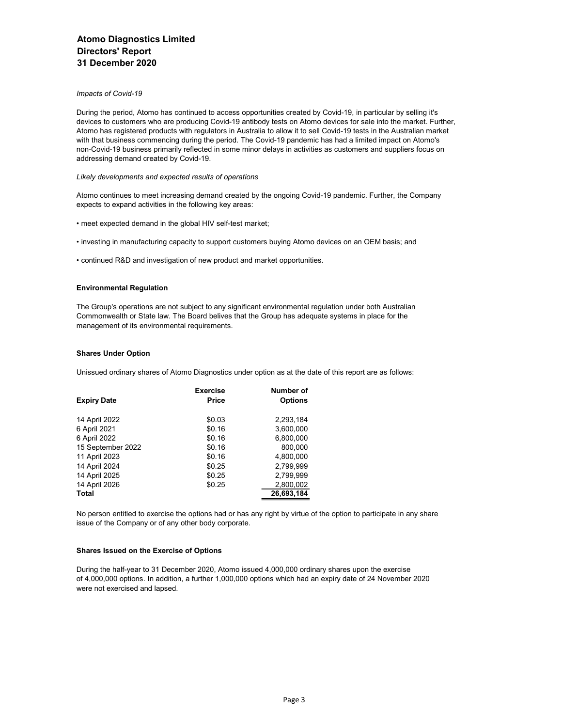# Atomo Diagnostics Limited
# Directors' Report
# 31 December 2020

*Impacts of Covid-19*

During the period, Atomo has continued to access opportunities created by Covid-19, in particular by selling it's devices to customers who are producing Covid-19 antibody tests on Atomo devices for sale into the market. Further, Atomo has registered products with regulators in Australia to allow it to sell Covid-19 tests in the Australian market with that business commencing during the period. The Covid-19 pandemic has had a limited impact on Atomo's non-Covid-19 business primarily reflected in some minor delays in activities as customers and suppliers focus on addressing demand created by Covid-19.

*Likely developments and expected results of operations*

Atomo continues to meet increasing demand created by the ongoing Covid-19 pandemic. Further, the Company expects to expand activities in the following key areas:

• meet expected demand in the global HIV self-test market;

• investing in manufacturing capacity to support customers buying Atomo devices on an OEM basis; and

• continued R&D and investigation of new product and market opportunities.

**Environmental Regulation**

The Group's operations are not subject to any significant environmental regulation under both Australian Commonwealth or State law. The Board belives that the Group has adequate systems in place for the management of its environmental requirements.

**Shares Under Option**

Unissued ordinary shares of Atomo Diagnostics under option as at the date of this report are as follows:

| Expiry Date | Exercise Price | Number of Options |
|---|---|---|
| 14 April 2022 | $0.03 | 2,293,184 |
| 6 April 2021 | $0.16 | 3,600,000 |
| 6 April 2022 | $0.16 | 6,800,000 |
| 15 September 2022 | $0.16 | 800,000 |
| 11 April 2023 | $0.16 | 4,800,000 |
| 14 April 2024 | $0.25 | 2,799,999 |
| 14 April 2025 | $0.25 | 2,799,999 |
| 14 April 2026 | $0.25 | 2,800,002 |
| **Total** | | **26,693,184** |

No person entitled to exercise the options had or has any right by virtue of the option to participate in any share issue of the Company or of any other body corporate.

**Shares Issued on the Exercise of Options**

During the half-year to 31 December 2020, Atomo issued 4,000,000 ordinary shares upon the exercise of 4,000,000 options. In addition, a further 1,000,000 options which had an expiry date of 24 November 2020 were not exercised and lapsed.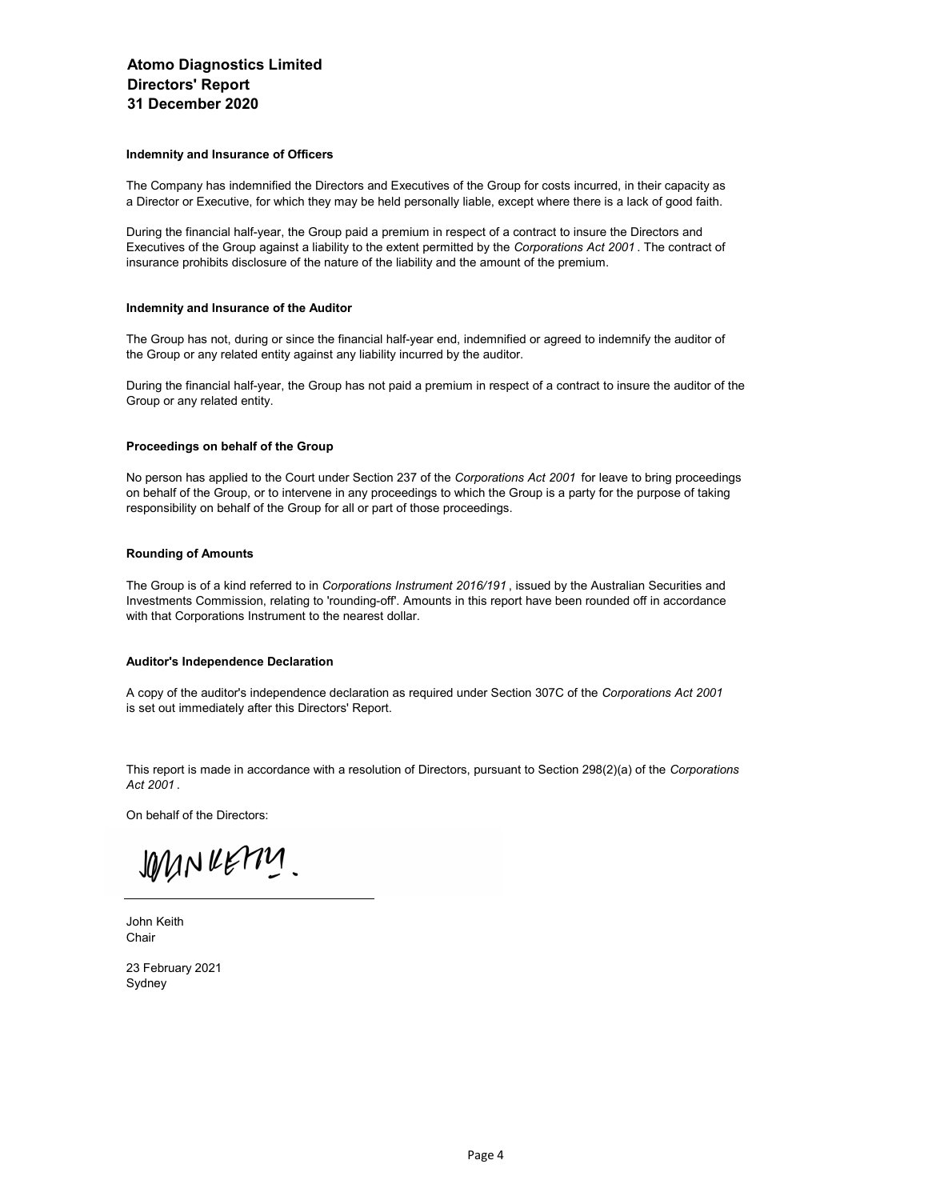# Atomo Diagnostics Limited
# Directors' Report
# 31 December 2020

### Indemnity and Insurance of Officers

The Company has indemnified the Directors and Executives of the Group for costs incurred, in their capacity as a Director or Executive, for which they may be held personally liable, except where there is a lack of good faith.

During the financial half-year, the Group paid a premium in respect of a contract to insure the Directors and Executives of the Group against a liability to the extent permitted by the *Corporations Act 2001*. The contract of insurance prohibits disclosure of the nature of the liability and the amount of the premium.

### Indemnity and Insurance of the Auditor

The Group has not, during or since the financial half-year end, indemnified or agreed to indemnify the auditor of the Group or any related entity against any liability incurred by the auditor.

During the financial half-year, the Group has not paid a premium in respect of a contract to insure the auditor of the Group or any related entity.

### Proceedings on behalf of the Group

No person has applied to the Court under Section 237 of the *Corporations Act 2001* for leave to bring proceedings on behalf of the Group, or to intervene in any proceedings to which the Group is a party for the purpose of taking responsibility on behalf of the Group for all or part of those proceedings.

### Rounding of Amounts

The Group is of a kind referred to in *Corporations Instrument 2016/191*, issued by the Australian Securities and Investments Commission, relating to 'rounding-off'. Amounts in this report have been rounded off in accordance with that Corporations Instrument to the nearest dollar.

### Auditor's Independence Declaration

A copy of the auditor's independence declaration as required under Section 307C of the *Corporations Act 2001* is set out immediately after this Directors' Report.

This report is made in accordance with a resolution of Directors, pursuant to Section 298(2)(a) of the *Corporations Act 2001*.

On behalf of the Directors:

John Keith
Chair

23 February 2021
Sydney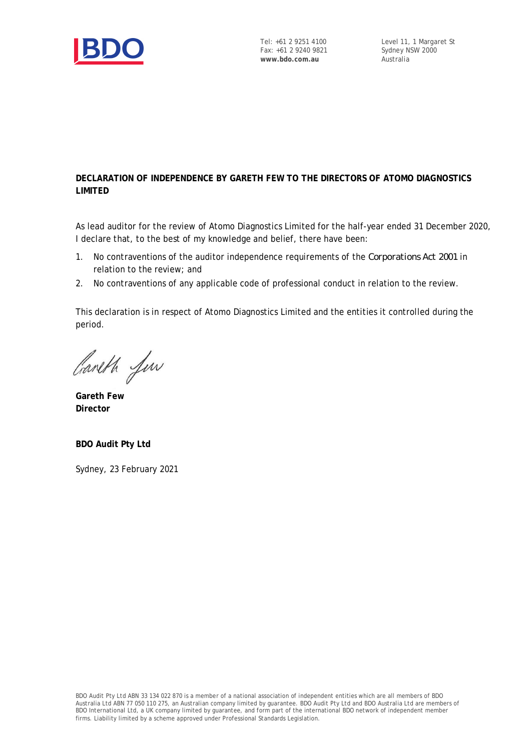Tel: +61 2 9251 4100
Fax: +61 2 9240 9821
**www.bdo.com.au**

Level 11, 1 Margaret St
Sydney NSW 2000
Australia

**DECLARATION OF INDEPENDENCE BY GARETH FEW TO THE DIRECTORS OF ATOMO DIAGNOSTICS LIMITED**

As lead auditor for the review of Atomo Diagnostics Limited for the half-year ended 31 December 2020, I declare that, to the best of my knowledge and belief, there have been:

1. No contraventions of the auditor independence requirements of the *Corporations Act 2001* in relation to the review; and
2. No contraventions of any applicable code of professional conduct in relation to the review.

This declaration is in respect of Atomo Diagnostics Limited and the entities it controlled during the period.

**Gareth Few**
**Director**

**BDO Audit Pty Ltd**

Sydney, 23 February 2021

BDO Audit Pty Ltd ABN 33 134 022 870 is a member of a national association of independent entities which are all members of BDO Australia Ltd ABN 77 050 110 275, an Australian company limited by guarantee. BDO Audit Pty Ltd and BDO Australia Ltd are members of BDO International Ltd, a UK company limited by guarantee, and form part of the international BDO network of independent member firms. Liability limited by a scheme approved under Professional Standards Legislation.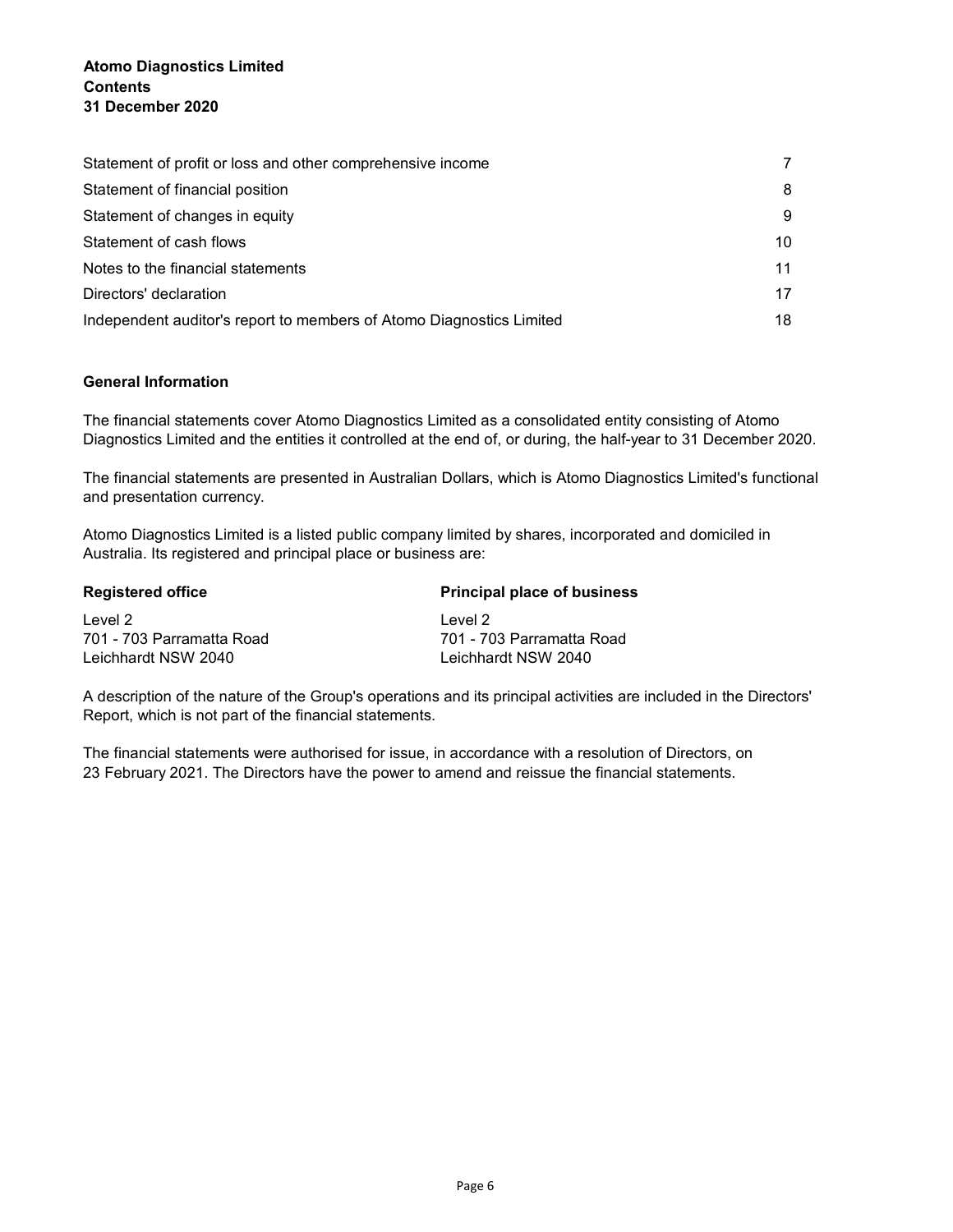**Atomo Diagnostics Limited**
**Contents**
**31 December 2020**

| | |
|---|---|
| Statement of profit or loss and other comprehensive income | 7 |
| Statement of financial position | 8 |
| Statement of changes in equity | 9 |
| Statement of cash flows | 10 |
| Notes to the financial statements | 11 |
| Directors' declaration | 17 |
| Independent auditor's report to members of Atomo Diagnostics Limited | 18 |

**General Information**

The financial statements cover Atomo Diagnostics Limited as a consolidated entity consisting of Atomo Diagnostics Limited and the entities it controlled at the end of, or during, the half-year to 31 December 2020.

The financial statements are presented in Australian Dollars, which is Atomo Diagnostics Limited's functional and presentation currency.

Atomo Diagnostics Limited is a listed public company limited by shares, incorporated and domiciled in Australia. Its registered and principal place or business are:

| **Registered office** | **Principal place of business** |
|---|---|
| Level 2 | Level 2 |
| 701 - 703 Parramatta Road | 701 - 703 Parramatta Road |
| Leichhardt NSW 2040 | Leichhardt NSW 2040 |

A description of the nature of the Group's operations and its principal activities are included in the Directors' Report, which is not part of the financial statements.

The financial statements were authorised for issue, in accordance with a resolution of Directors, on 23 February 2021. The Directors have the power to amend and reissue the financial statements.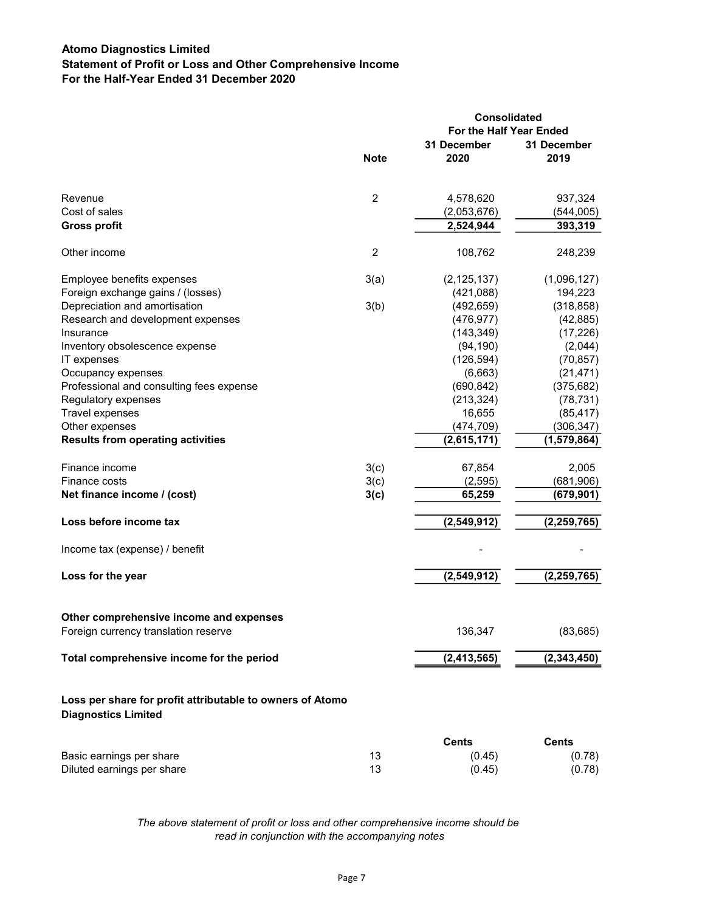# Atomo Diagnostics Limited
## Statement of Profit or Loss and Other Comprehensive Income
## For the Half-Year Ended 31 December 2020

| | Note | Consolidated For the Half Year Ended 31 December 2020 | 31 December 2019 |
|---|---|---|---|
| Revenue | 2 | 4,578,620 | 937,324 |
| Cost of sales | | (2,053,676) | (544,005) |
| **Gross profit** | | **2,524,944** | **393,319** |
| Other income | 2 | 108,762 | 248,239 |
| Employee benefits expenses | 3(a) | (2,125,137) | (1,096,127) |
| Foreign exchange gains / (losses) | | (421,088) | 194,223 |
| Depreciation and amortisation | 3(b) | (492,659) | (318,858) |
| Research and development expenses | | (476,977) | (42,885) |
| Insurance | | (143,349) | (17,226) |
| Inventory obsolescence expense | | (94,190) | (2,044) |
| IT expenses | | (126,594) | (70,857) |
| Occupancy expenses | | (6,663) | (21,471) |
| Professional and consulting fees expense | | (690,842) | (375,682) |
| Regulatory expenses | | (213,324) | (78,731) |
| Travel expenses | | 16,655 | (85,417) |
| Other expenses | | (474,709) | (306,347) |
| **Results from operating activities** | | **(2,615,171)** | **(1,579,864)** |
| Finance income | 3(c) | 67,854 | 2,005 |
| Finance costs | 3(c) | (2,595) | (681,906) |
| **Net finance income / (cost)** | **3(c)** | **65,259** | **(679,901)** |
| **Loss before income tax** | | **(2,549,912)** | **(2,259,765)** |
| Income tax (expense) / benefit | | - | - |
| **Loss for the year** | | **(2,549,912)** | **(2,259,765)** |
| **Other comprehensive income and expenses** | | | |
| Foreign currency translation reserve | | 136,347 | (83,685) |
| **Total comprehensive income for the period** | | **(2,413,565)** | **(2,343,450)** |

**Loss per share for profit attributable to owners of Atomo Diagnostics Limited**

| | | Cents | Cents |
|---|---|---|---|
| Basic earnings per share | 13 | (0.45) | (0.78) |
| Diluted earnings per share | 13 | (0.45) | (0.78) |

*The above statement of profit or loss and other comprehensive income should be read in conjunction with the accompanying notes*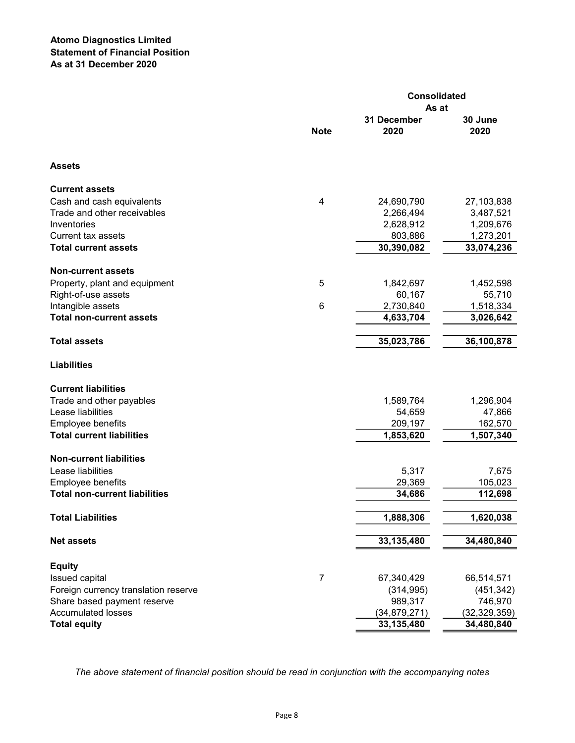**Atomo Diagnostics Limited**
**Statement of Financial Position**
**As at 31 December 2020**

| | Note | Consolidated As at 31 December 2020 | 30 June 2020 |
|---|---|---|---|
| **Assets** | | | |
| **Current assets** | | | |
| Cash and cash equivalents | 4 | 24,690,790 | 27,103,838 |
| Trade and other receivables | | 2,266,494 | 3,487,521 |
| Inventories | | 2,628,912 | 1,209,676 |
| Current tax assets | | 803,886 | 1,273,201 |
| **Total current assets** | | **30,390,082** | **33,074,236** |
| **Non-current assets** | | | |
| Property, plant and equipment | 5 | 1,842,697 | 1,452,598 |
| Right-of-use assets | | 60,167 | 55,710 |
| Intangible assets | 6 | 2,730,840 | 1,518,334 |
| **Total non-current assets** | | **4,633,704** | **3,026,642** |
| **Total assets** | | **35,023,786** | **36,100,878** |
| **Liabilities** | | | |
| **Current liabilities** | | | |
| Trade and other payables | | 1,589,764 | 1,296,904 |
| Lease liabilities | | 54,659 | 47,866 |
| Employee benefits | | 209,197 | 162,570 |
| **Total current liabilities** | | **1,853,620** | **1,507,340** |
| **Non-current liabilities** | | | |
| Lease liabilities | | 5,317 | 7,675 |
| Employee benefits | | 29,369 | 105,023 |
| **Total non-current liabilities** | | **34,686** | **112,698** |
| **Total Liabilities** | | **1,888,306** | **1,620,038** |
| **Net assets** | | **33,135,480** | **34,480,840** |
| **Equity** | | | |
| Issued capital | 7 | 67,340,429 | 66,514,571 |
| Foreign currency translation reserve | | (314,995) | (451,342) |
| Share based payment reserve | | 989,317 | 746,970 |
| Accumulated losses | | (34,879,271) | (32,329,359) |
| **Total equity** | | **33,135,480** | **34,480,840** |

*The above statement of financial position should be read in conjunction with the accompanying notes*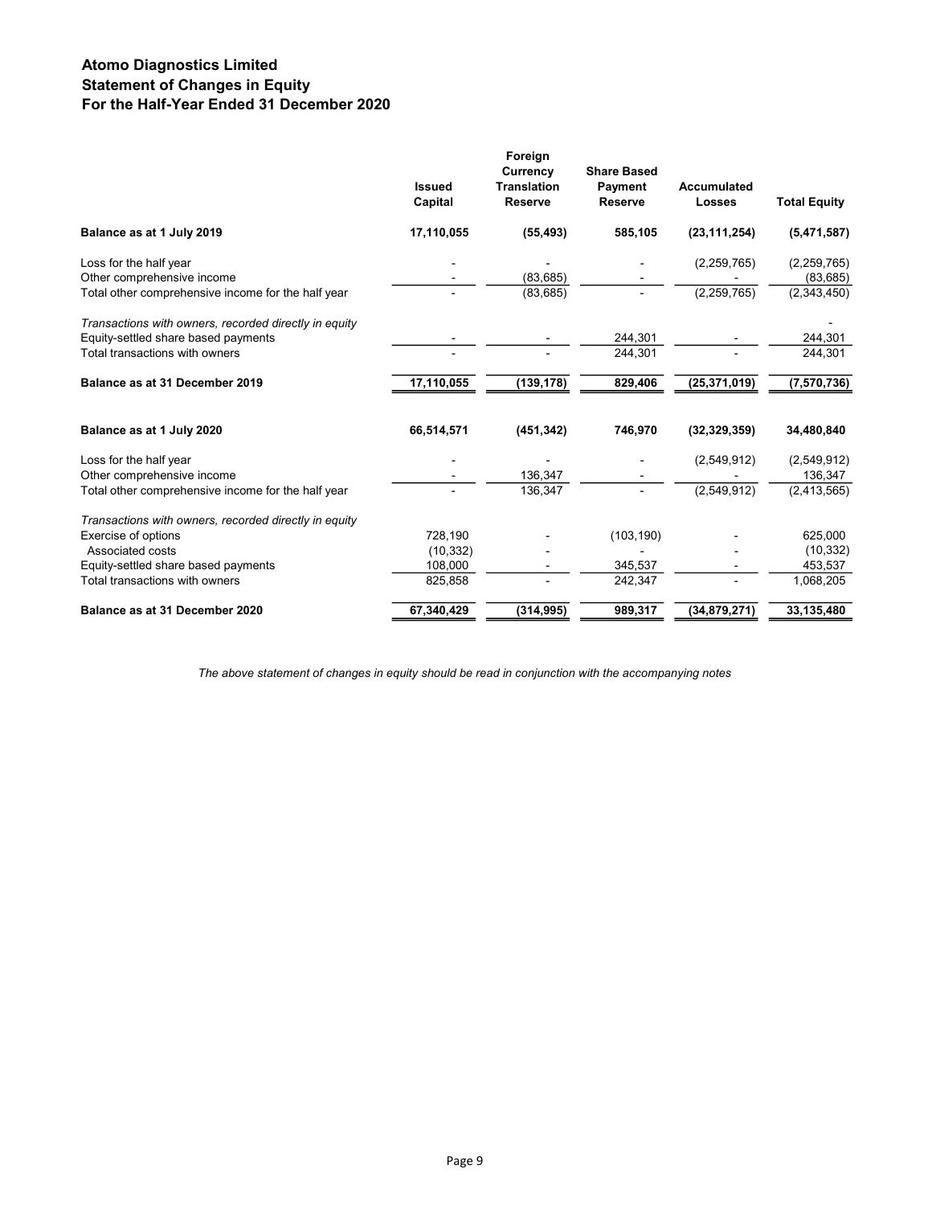# Atomo Diagnostics Limited
## Statement of Changes in Equity
## For the Half-Year Ended 31 December 2020

| | Issued Capital | Foreign Currency Translation Reserve | Share Based Payment Reserve | Accumulated Losses | Total Equity |
|---|---|---|---|---|---|
| **Balance as at 1 July 2019** | **17,110,055** | **(55,493)** | **585,105** | **(23,111,254)** | **(5,471,587)** |
| Loss for the half year | - | - | - | (2,259,765) | (2,259,765) |
| Other comprehensive income | - | (83,685) | - | - | (83,685) |
| Total other comprehensive income for the half year | - | (83,685) | - | (2,259,765) | (2,343,450) |
| *Transactions with owners, recorded directly in equity* | | | | | - |
| Equity-settled share based payments | - | - | 244,301 | - | 244,301 |
| Total transactions with owners | - | - | 244,301 | - | 244,301 |
| **Balance as at 31 December 2019** | **17,110,055** | **(139,178)** | **829,406** | **(25,371,019)** | **(7,570,736)** |
| | | | | | |
| **Balance as at 1 July 2020** | **66,514,571** | **(451,342)** | **746,970** | **(32,329,359)** | **34,480,840** |
| Loss for the half year | - | - | - | (2,549,912) | (2,549,912) |
| Other comprehensive income | - | 136,347 | - | - | 136,347 |
| Total other comprehensive income for the half year | - | 136,347 | - | (2,549,912) | (2,413,565) |
| *Transactions with owners, recorded directly in equity* | | | | | |
| Exercise of options | 728,190 | - | (103,190) | - | 625,000 |
| Associated costs | (10,332) | - | - | - | (10,332) |
| Equity-settled share based payments | 108,000 | - | 345,537 | - | 453,537 |
| Total transactions with owners | 825,858 | - | 242,347 | - | 1,068,205 |
| **Balance as at 31 December 2020** | **67,340,429** | **(314,995)** | **989,317** | **(34,879,271)** | **33,135,480** |

*The above statement of changes in equity should be read in conjunction with the accompanying notes*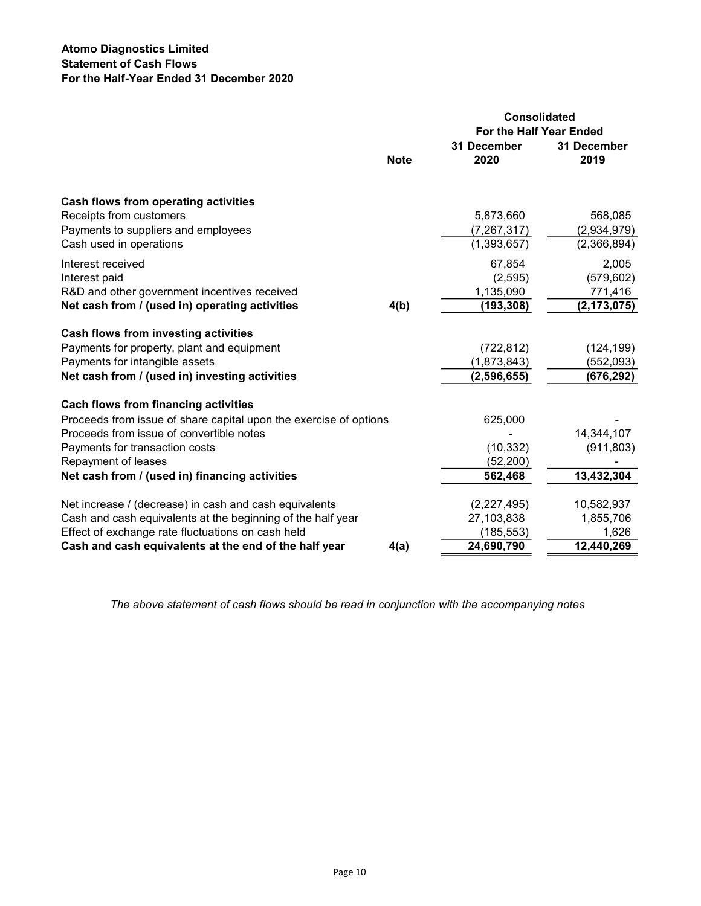**Atomo Diagnostics Limited**
**Statement of Cash Flows**
**For the Half-Year Ended 31 December 2020**

| | Note | Consolidated For the Half Year Ended 31 December 2020 | 31 December 2019 |
|---|---|---|---|
| **Cash flows from operating activities** | | | |
| Receipts from customers | | 5,873,660 | 568,085 |
| Payments to suppliers and employees | | (7,267,317) | (2,934,979) |
| Cash used in operations | | (1,393,657) | (2,366,894) |
| Interest received | | 67,854 | 2,005 |
| Interest paid | | (2,595) | (579,602) |
| R&D and other government incentives received | | 1,135,090 | 771,416 |
| **Net cash from / (used in) operating activities** | **4(b)** | **(193,308)** | **(2,173,075)** |
| **Cash flows from investing activities** | | | |
| Payments for property, plant and equipment | | (722,812) | (124,199) |
| Payments for intangible assets | | (1,873,843) | (552,093) |
| **Net cash from / (used in) investing activities** | | **(2,596,655)** | **(676,292)** |
| **Cach flows from financing activities** | | | |
| Proceeds from issue of share capital upon the exercise of options | | 625,000 | - |
| Proceeds from issue of convertible notes | | - | 14,344,107 |
| Payments for transaction costs | | (10,332) | (911,803) |
| Repayment of leases | | (52,200) | - |
| **Net cash from / (used in) financing activities** | | **562,468** | **13,432,304** |
| Net increase / (decrease) in cash and cash equivalents | | (2,227,495) | 10,582,937 |
| Cash and cash equivalents at the beginning of the half year | | 27,103,838 | 1,855,706 |
| Effect of exchange rate fluctuations on cash held | | (185,553) | 1,626 |
| **Cash and cash equivalents at the end of the half year** | **4(a)** | **24,690,790** | **12,440,269** |

*The above statement of cash flows should be read in conjunction with the accompanying notes*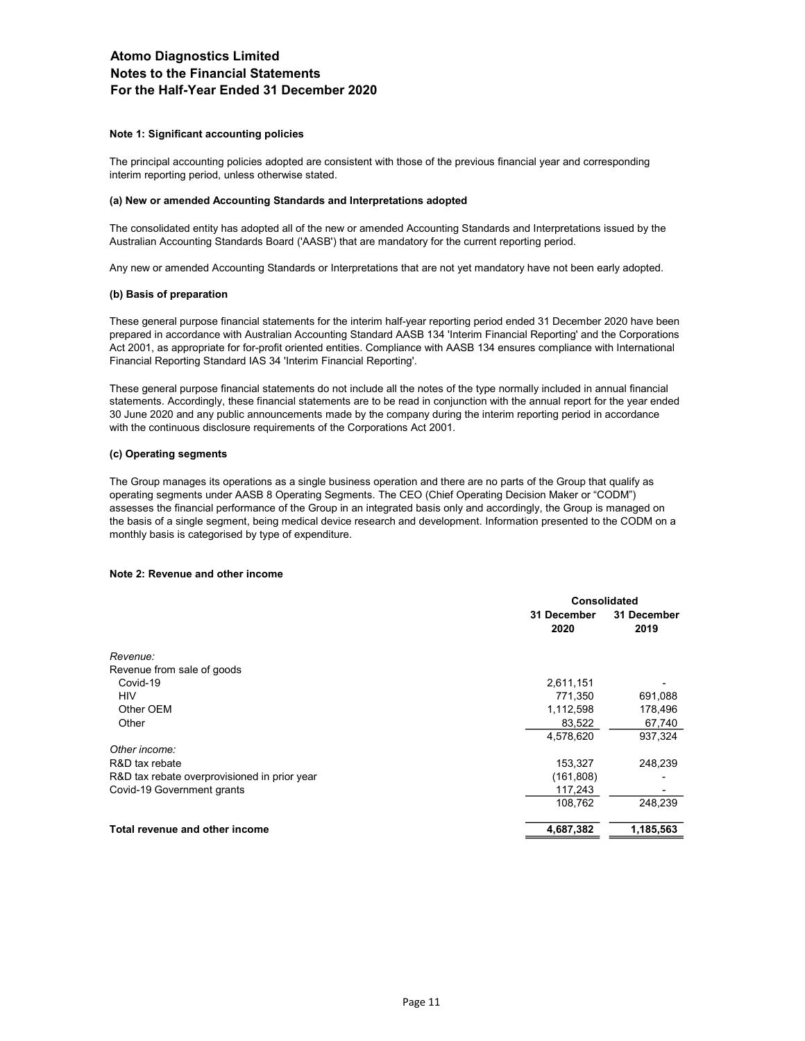# Atomo Diagnostics Limited
# Notes to the Financial Statements
# For the Half-Year Ended 31 December 2020

**Note 1: Significant accounting policies**

The principal accounting policies adopted are consistent with those of the previous financial year and corresponding interim reporting period, unless otherwise stated.

**(a) New or amended Accounting Standards and Interpretations adopted**

The consolidated entity has adopted all of the new or amended Accounting Standards and Interpretations issued by the Australian Accounting Standards Board ('AASB') that are mandatory for the current reporting period.

Any new or amended Accounting Standards or Interpretations that are not yet mandatory have not been early adopted.

**(b) Basis of preparation**

These general purpose financial statements for the interim half-year reporting period ended 31 December 2020 have been prepared in accordance with Australian Accounting Standard AASB 134 'Interim Financial Reporting' and the Corporations Act 2001, as appropriate for for-profit oriented entities. Compliance with AASB 134 ensures compliance with International Financial Reporting Standard IAS 34 'Interim Financial Reporting'.

These general purpose financial statements do not include all the notes of the type normally included in annual financial statements. Accordingly, these financial statements are to be read in conjunction with the annual report for the year ended 30 June 2020 and any public announcements made by the company during the interim reporting period in accordance with the continuous disclosure requirements of the Corporations Act 2001.

**(c) Operating segments**

The Group manages its operations as a single business operation and there are no parts of the Group that qualify as operating segments under AASB 8 Operating Segments. The CEO (Chief Operating Decision Maker or "CODM") assesses the financial performance of the Group in an integrated basis only and accordingly, the Group is managed on the basis of a single segment, being medical device research and development. Information presented to the CODM on a monthly basis is categorised by type of expenditure.

**Note 2: Revenue and other income**

| | Consolidated | |
|---|---|---|
| | 31 December 2020 | 31 December 2019 |
| *Revenue:* | | |
| Revenue from sale of goods | | |
| Covid-19 | 2,611,151 | - |
| HIV | 771,350 | 691,088 |
| Other OEM | 1,112,598 | 178,496 |
| Other | 83,522 | 67,740 |
| | 4,578,620 | 937,324 |
| *Other income:* | | |
| R&D tax rebate | 153,327 | 248,239 |
| R&D tax rebate overprovisioned in prior year | (161,808) | - |
| Covid-19 Government grants | 117,243 | - |
| | 108,762 | 248,239 |
| **Total revenue and other income** | **4,687,382** | **1,185,563** |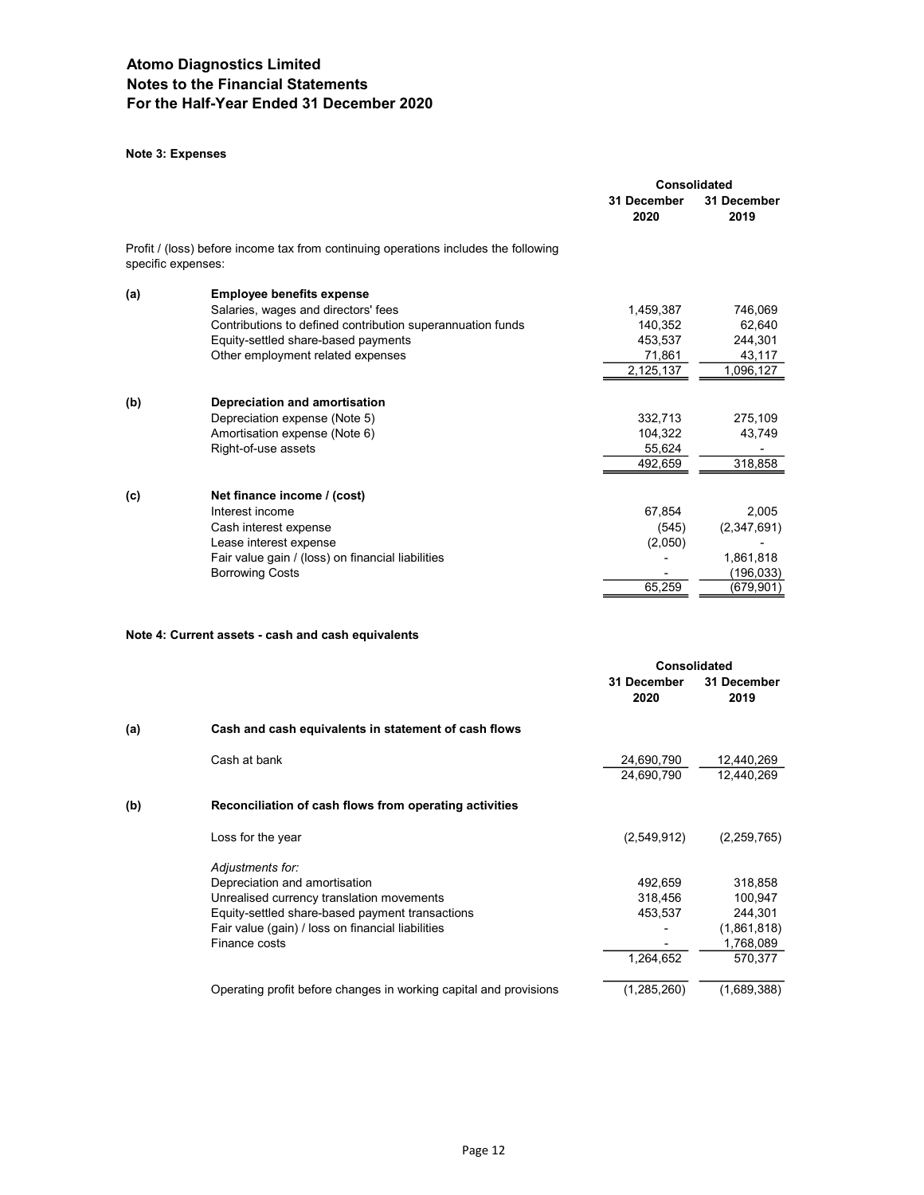# Atomo Diagnostics Limited
# Notes to the Financial Statements
# For the Half-Year Ended 31 December 2020

**Note 3: Expenses**

| | | Consolidated | |
|---|---|---|---|
| | | 31 December 2020 | 31 December 2019 |
| Profit / (loss) before income tax from continuing operations includes the following specific expenses: | | | |
| **(a)** | **Employee benefits expense** | | |
| | Salaries, wages and directors' fees | 1,459,387 | 746,069 |
| | Contributions to defined contribution superannuation funds | 140,352 | 62,640 |
| | Equity-settled share-based payments | 453,537 | 244,301 |
| | Other employment related expenses | 71,861 | 43,117 |
| | | 2,125,137 | 1,096,127 |
| **(b)** | **Depreciation and amortisation** | | |
| | Depreciation expense (Note 5) | 332,713 | 275,109 |
| | Amortisation expense (Note 6) | 104,322 | 43,749 |
| | Right-of-use assets | 55,624 | - |
| | | 492,659 | 318,858 |
| **(c)** | **Net finance income / (cost)** | | |
| | Interest income | 67,854 | 2,005 |
| | Cash interest expense | (545) | (2,347,691) |
| | Lease interest expense | (2,050) | - |
| | Fair value gain / (loss) on financial liabilities | - | 1,861,818 |
| | Borrowing Costs | - | (196,033) |
| | | 65,259 | (679,901) |

**Note 4: Current assets - cash and cash equivalents**

| | | Consolidated | |
|---|---|---|---|
| | | 31 December 2020 | 31 December 2019 |
| **(a)** | **Cash and cash equivalents in statement of cash flows** | | |
| | Cash at bank | 24,690,790 | 12,440,269 |
| | | 24,690,790 | 12,440,269 |
| **(b)** | **Reconciliation of cash flows from operating activities** | | |
| | Loss for the year | (2,549,912) | (2,259,765) |
| | *Adjustments for:* | | |
| | Depreciation and amortisation | 492,659 | 318,858 |
| | Unrealised currency translation movements | 318,456 | 100,947 |
| | Equity-settled share-based payment transactions | 453,537 | 244,301 |
| | Fair value (gain) / loss on financial liabilities | - | (1,861,818) |
| | Finance costs | - | 1,768,089 |
| | | 1,264,652 | 570,377 |
| | Operating profit before changes in working capital and provisions | (1,285,260) | (1,689,388) |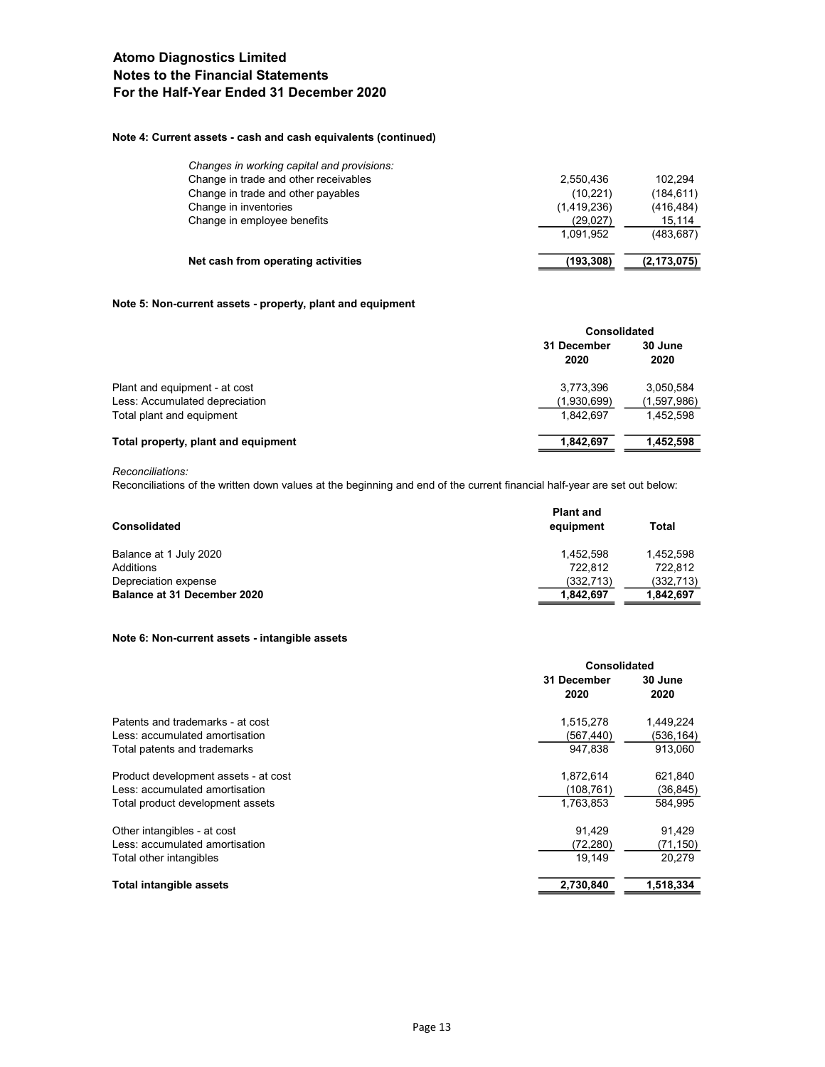# Atomo Diagnostics Limited
# Notes to the Financial Statements
# For the Half-Year Ended 31 December 2020

**Note 4: Current assets - cash and cash equivalents (continued)**

| | | |
|---|---|---|
| *Changes in working capital and provisions:* | | |
| Change in trade and other receivables | 2,550,436 | 102,294 |
| Change in trade and other payables | (10,221) | (184,611) |
| Change in inventories | (1,419,236) | (416,484) |
| Change in employee benefits | (29,027) | 15,114 |
| | 1,091,952 | (483,687) |
| **Net cash from operating activities** | **(193,308)** | **(2,173,075)** |

**Note 5: Non-current assets - property, plant and equipment**

| | Consolidated | |
|---|---|---|
| | **31 December 2020** | **30 June 2020** |
| Plant and equipment - at cost | 3,773,396 | 3,050,584 |
| Less: Accumulated depreciation | (1,930,699) | (1,597,986) |
| Total plant and equipment | 1,842,697 | 1,452,598 |
| **Total property, plant and equipment** | **1,842,697** | **1,452,598** |

*Reconciliations:*

Reconciliations of the written down values at the beginning and end of the current financial half-year are set out below:

| **Consolidated** | **Plant and equipment** | **Total** |
|---|---|---|
| Balance at 1 July 2020 | 1,452,598 | 1,452,598 |
| Additions | 722,812 | 722,812 |
| Depreciation expense | (332,713) | (332,713) |
| **Balance at 31 December 2020** | **1,842,697** | **1,842,697** |

**Note 6: Non-current assets - intangible assets**

| | Consolidated | |
|---|---|---|
| | **31 December 2020** | **30 June 2020** |
| Patents and trademarks - at cost | 1,515,278 | 1,449,224 |
| Less: accumulated amortisation | (567,440) | (536,164) |
| Total patents and trademarks | 947,838 | 913,060 |
| | | |
| Product development assets - at cost | 1,872,614 | 621,840 |
| Less: accumulated amortisation | (108,761) | (36,845) |
| Total product development assets | 1,763,853 | 584,995 |
| | | |
| Other intangibles - at cost | 91,429 | 91,429 |
| Less: accumulated amortisation | (72,280) | (71,150) |
| Total other intangibles | 19,149 | 20,279 |
| **Total intangible assets** | **2,730,840** | **1,518,334** |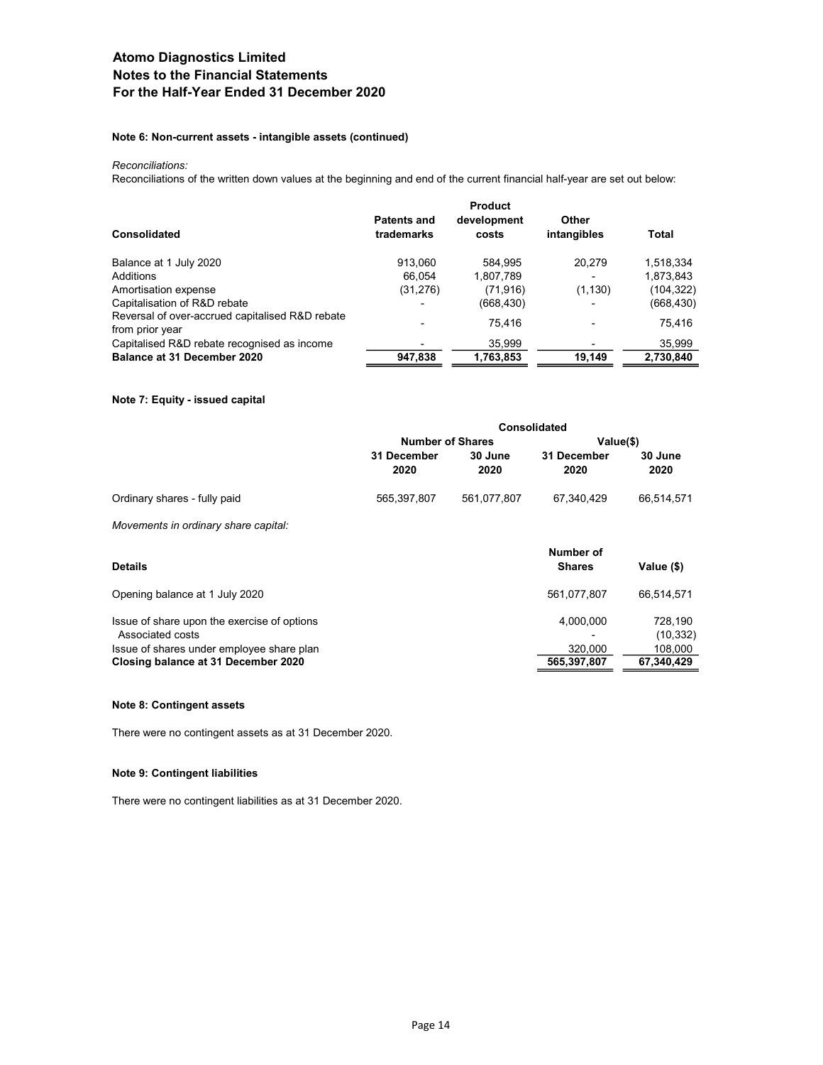# Atomo Diagnostics Limited
# Notes to the Financial Statements
# For the Half-Year Ended 31 December 2020

### Note 6: Non-current assets - intangible assets (continued)

*Reconciliations:*

Reconciliations of the written down values at the beginning and end of the current financial half-year are set out below:

| Consolidated | Patents and trademarks | Product development costs | Other intangibles | Total |
|---|---|---|---|---|
| Balance at 1 July 2020 | 913,060 | 584,995 | 20,279 | 1,518,334 |
| Additions | 66,054 | 1,807,789 | - | 1,873,843 |
| Amortisation expense | (31,276) | (71,916) | (1,130) | (104,322) |
| Capitalisation of R&D rebate | - | (668,430) | - | (668,430) |
| Reversal of over-accrued capitalised R&D rebate from prior year | - | 75,416 | - | 75,416 |
| Capitalised R&D rebate recognised as income | - | 35,999 | - | 35,999 |
| **Balance at 31 December 2020** | **947,838** | **1,763,853** | **19,149** | **2,730,840** |

### Note 7: Equity - issued capital

| | Consolidated | | | |
|---|---|---|---|---|
| | Number of Shares | | Value($) | |
| | 31 December 2020 | 30 June 2020 | 31 December 2020 | 30 June 2020 |
| Ordinary shares - fully paid | 565,397,807 | 561,077,807 | 67,340,429 | 66,514,571 |

*Movements in ordinary share capital:*

| Details | Number of Shares | Value ($) |
|---|---|---|
| Opening balance at 1 July 2020 | 561,077,807 | 66,514,571 |
| Issue of share upon the exercise of options | 4,000,000 | 728,190 |
| Associated costs | - | (10,332) |
| Issue of shares under employee share plan | 320,000 | 108,000 |
| **Closing balance at 31 December 2020** | **565,397,807** | **67,340,429** |

### Note 8: Contingent assets

There were no contingent assets as at 31 December 2020.

### Note 9: Contingent liabilities

There were no contingent liabilities as at 31 December 2020.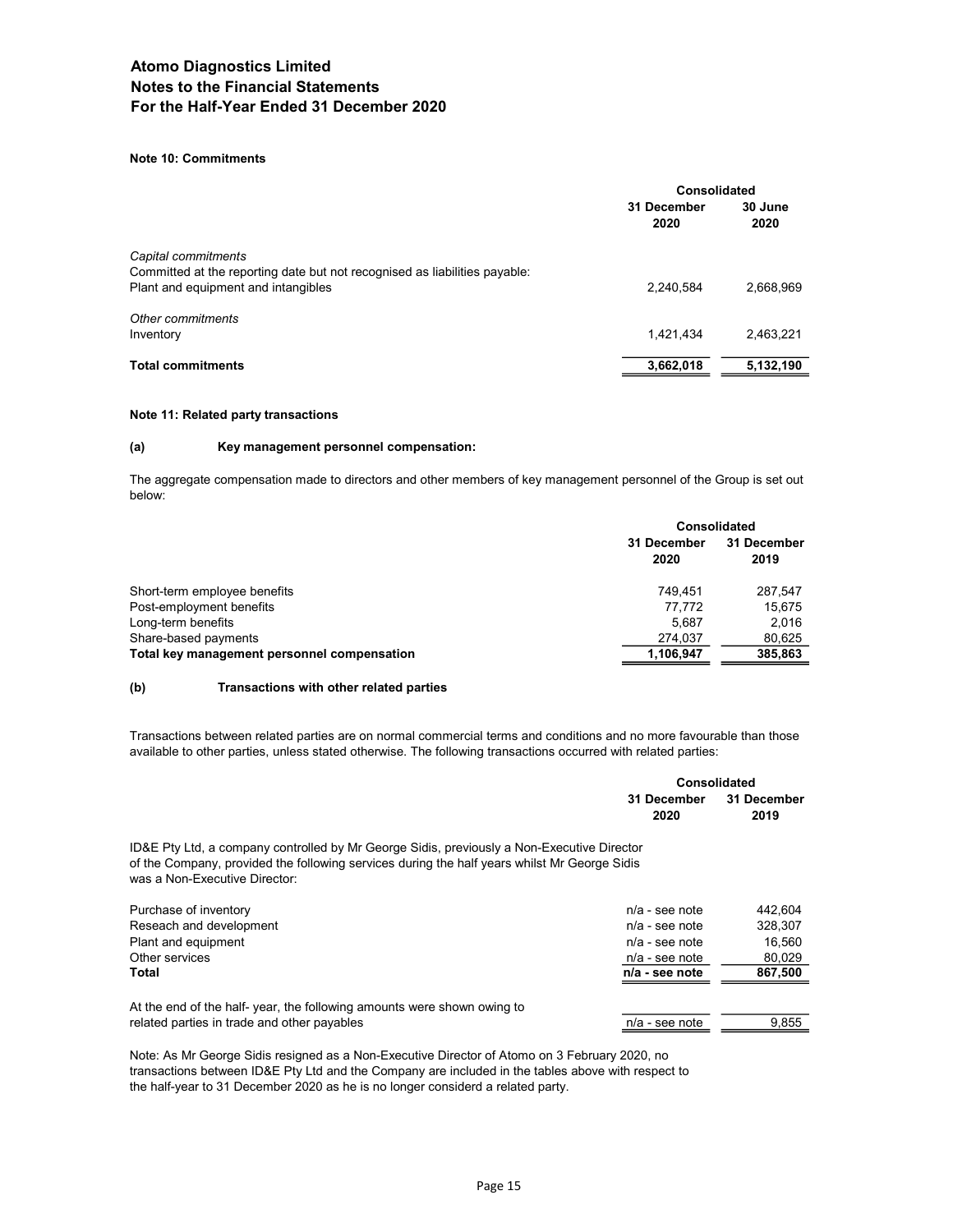# Atomo Diagnostics Limited
# Notes to the Financial Statements
# For the Half-Year Ended 31 December 2020

**Note 10: Commitments**

| | Consolidated | |
|---|---|---|
| | **31 December 2020** | **30 June 2020** |
| *Capital commitments* | | |
| Committed at the reporting date but not recognised as liabilities payable: | | |
| Plant and equipment and intangibles | 2,240,584 | 2,668,969 |
| *Other commitments* | | |
| Inventory | 1,421,434 | 2,463,221 |
| **Total commitments** | **3,662,018** | **5,132,190** |

**Note 11: Related party transactions**

**(a) Key management personnel compensation:**

The aggregate compensation made to directors and other members of key management personnel of the Group is set out below:

| | Consolidated | |
|---|---|---|
| | **31 December 2020** | **31 December 2019** |
| Short-term employee benefits | 749,451 | 287,547 |
| Post-employment benefits | 77,772 | 15,675 |
| Long-term benefits | 5,687 | 2,016 |
| Share-based payments | 274,037 | 80,625 |
| **Total key management personnel compensation** | **1,106,947** | **385,863** |

**(b) Transactions with other related parties**

Transactions between related parties are on normal commercial terms and conditions and no more favourable than those available to other parties, unless stated otherwise. The following transactions occurred with related parties:

| | Consolidated | |
|---|---|---|
| | **31 December 2020** | **31 December 2019** |
| ID&E Pty Ltd, a company controlled by Mr George Sidis, previously a Non-Executive Director of the Company, provided the following services during the half years whilst Mr George Sidis was a Non-Executive Director: | | |
| Purchase of inventory | n/a - see note | 442,604 |
| Reseach and development | n/a - see note | 328,307 |
| Plant and equipment | n/a - see note | 16,560 |
| Other services | n/a - see note | 80,029 |
| **Total** | **n/a - see note** | **867,500** |
| At the end of the half- year, the following amounts were shown owing to related parties in trade and other payables | n/a - see note | 9,855 |

Note: As Mr George Sidis resigned as a Non-Executive Director of Atomo on 3 February 2020, no transactions between ID&E Pty Ltd and the Company are included in the tables above with respect to the half-year to 31 December 2020 as he is no longer considerd a related party.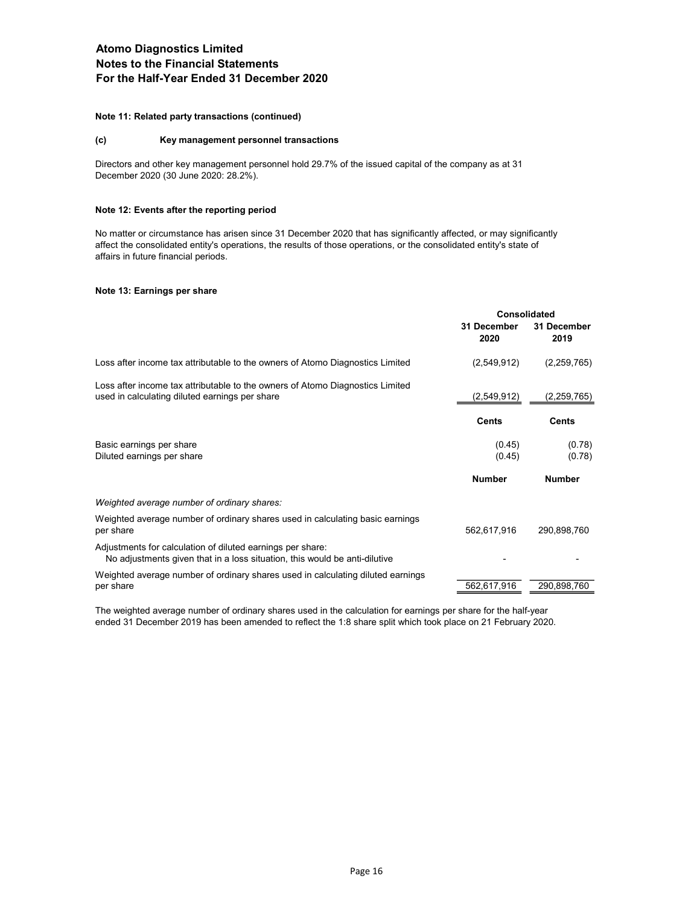### Note 11: Related party transactions (continued)

#### (c) Key management personnel transactions

Directors and other key management personnel hold 29.7% of the issued capital of the company as at 31 December 2020 (30 June 2020: 28.2%).

### Note 12: Events after the reporting period

No matter or circumstance has arisen since 31 December 2020 that has significantly affected, or may significantly affect the consolidated entity's operations, the results of those operations, or the consolidated entity's state of affairs in future financial periods.

### Note 13: Earnings per share

| | Consolidated | |
|---|---|---|
| | 31 December 2020 | 31 December 2019 |
| Loss after income tax attributable to the owners of Atomo Diagnostics Limited | (2,549,912) | (2,259,765) |
| Loss after income tax attributable to the owners of Atomo Diagnostics Limited used in calculating diluted earnings per share | (2,549,912) | (2,259,765) |
| | **Cents** | **Cents** |
| Basic earnings per share | (0.45) | (0.78) |
| Diluted earnings per share | (0.45) | (0.78) |
| | **Number** | **Number** |
| *Weighted average number of ordinary shares:* | | |
| Weighted average number of ordinary shares used in calculating basic earnings per share | 562,617,916 | 290,898,760 |
| Adjustments for calculation of diluted earnings per share: No adjustments given that in a loss situation, this would be anti-dilutive | - | - |
| Weighted average number of ordinary shares used in calculating diluted earnings per share | 562,617,916 | 290,898,760 |

The weighted average number of ordinary shares used in the calculation for earnings per share for the half-year ended 31 December 2019 has been amended to reflect the 1:8 share split which took place on 21 February 2020.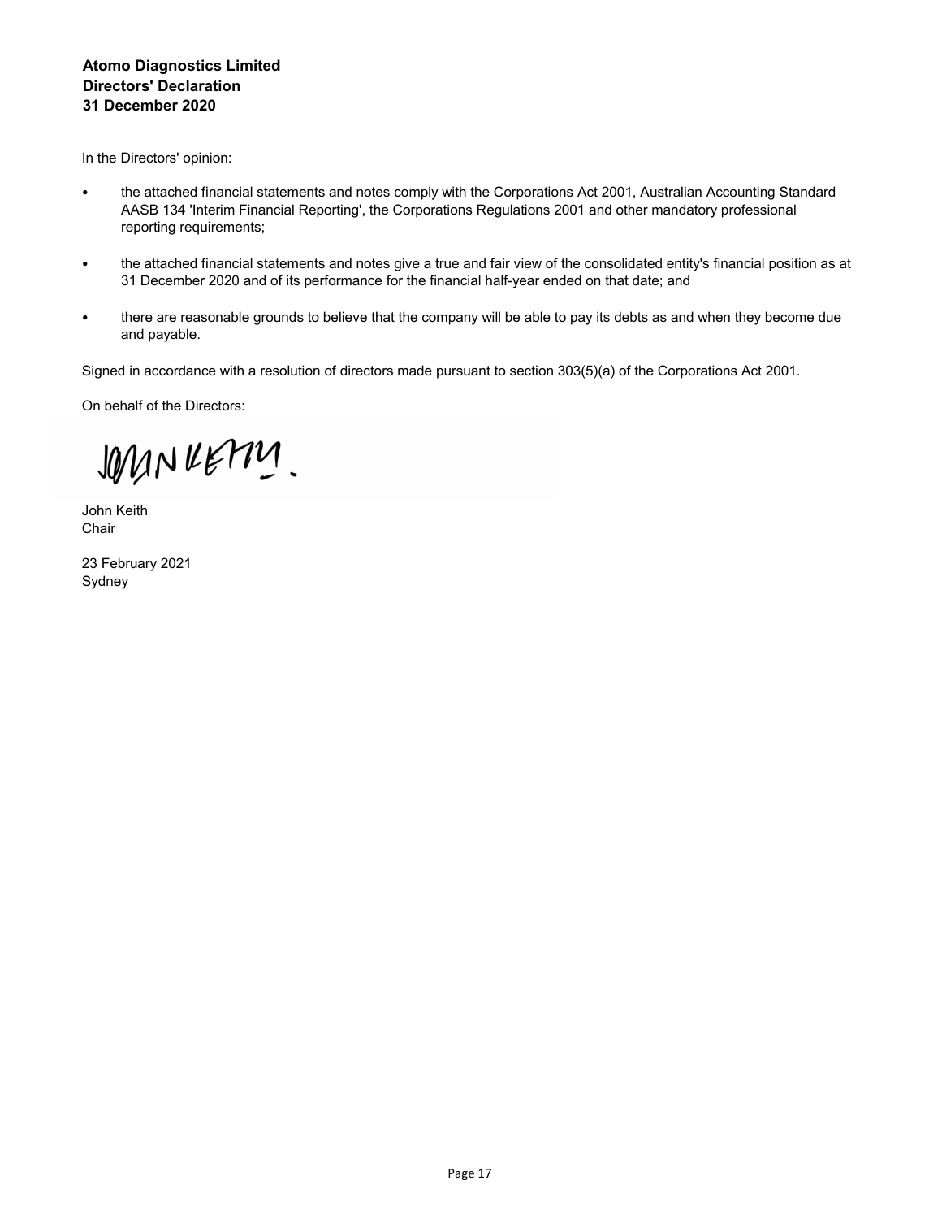**Atomo Diagnostics Limited**
**Directors' Declaration**
**31 December 2020**

In the Directors' opinion:

- the attached financial statements and notes comply with the Corporations Act 2001, Australian Accounting Standard AASB 134 'Interim Financial Reporting', the Corporations Regulations 2001 and other mandatory professional reporting requirements;
- the attached financial statements and notes give a true and fair view of the consolidated entity's financial position as at 31 December 2020 and of its performance for the financial half-year ended on that date; and
- there are reasonable grounds to believe that the company will be able to pay its debts as and when they become due and payable.

Signed in accordance with a resolution of directors made pursuant to section 303(5)(a) of the Corporations Act 2001.

On behalf of the Directors:

John Keith
Chair

23 February 2021
Sydney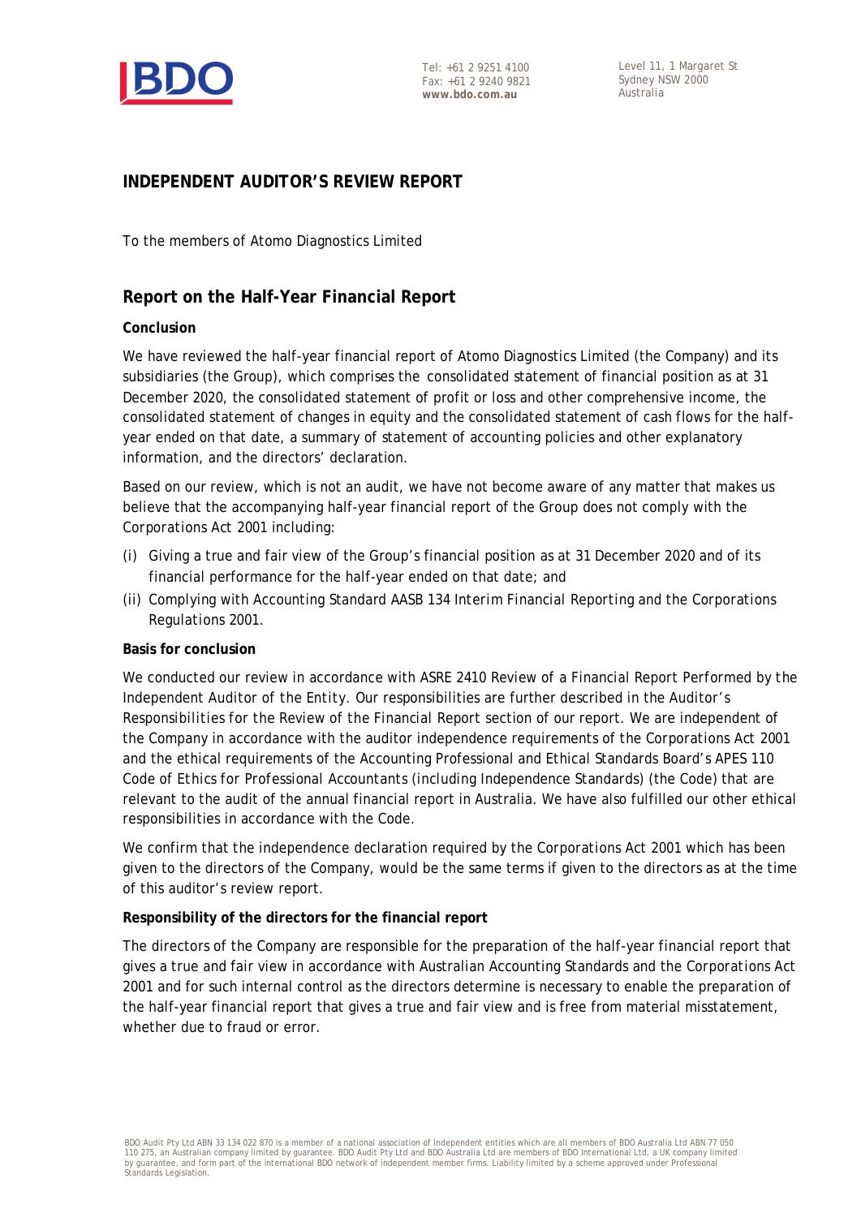# INDEPENDENT AUDITOR'S REVIEW REPORT

To the members of Atomo Diagnostics Limited

## Report on the Half-Year Financial Report

**Conclusion**

We have reviewed the half-year financial report of Atomo Diagnostics Limited (the Company) and its subsidiaries (the Group), which comprises the consolidated statement of financial position as at 31 December 2020, the consolidated statement of profit or loss and other comprehensive income, the consolidated statement of changes in equity and the consolidated statement of cash flows for the half-year ended on that date, a summary of statement of accounting policies and other explanatory information, and the directors' declaration.

Based on our review, which is not an audit, we have not become aware of any matter that makes us believe that the accompanying half-year financial report of the Group does not comply with the *Corporations Act 2001* including:

(i) Giving a true and fair view of the Group's financial position as at 31 December 2020 and of its financial performance for the half-year ended on that date; and

(ii) Complying with Accounting Standard AASB 134 *Interim Financial Reporting* and the *Corporations Regulations 2001*.

**Basis for conclusion**

We conducted our review in accordance with ASRE 2410 *Review of a Financial Report Performed by the Independent Auditor of the Entity*. Our responsibilities are further described in the *Auditor's Responsibilities for the Review of the Financial Report* section of our report. We are independent of the Company in accordance with the auditor independence requirements of the *Corporations Act 2001* and the ethical requirements of the Accounting Professional and Ethical Standards Board's APES 110 *Code of Ethics for Professional Accountants (including Independence Standards)* (the Code) that are relevant to the audit of the annual financial report in Australia. We have also fulfilled our other ethical responsibilities in accordance with the Code.

We confirm that the independence declaration required by the *Corporations Act 2001* which has been given to the directors of the Company, would be the same terms if given to the directors as at the time of this auditor's review report.

**Responsibility of the directors for the financial report**

The directors of the Company are responsible for the preparation of the half-year financial report that gives a true and fair view in accordance with Australian Accounting Standards and the *Corporations Act 2001* and for such internal control as the directors determine is necessary to enable the preparation of the half-year financial report that gives a true and fair view and is free from material misstatement, whether due to fraud or error.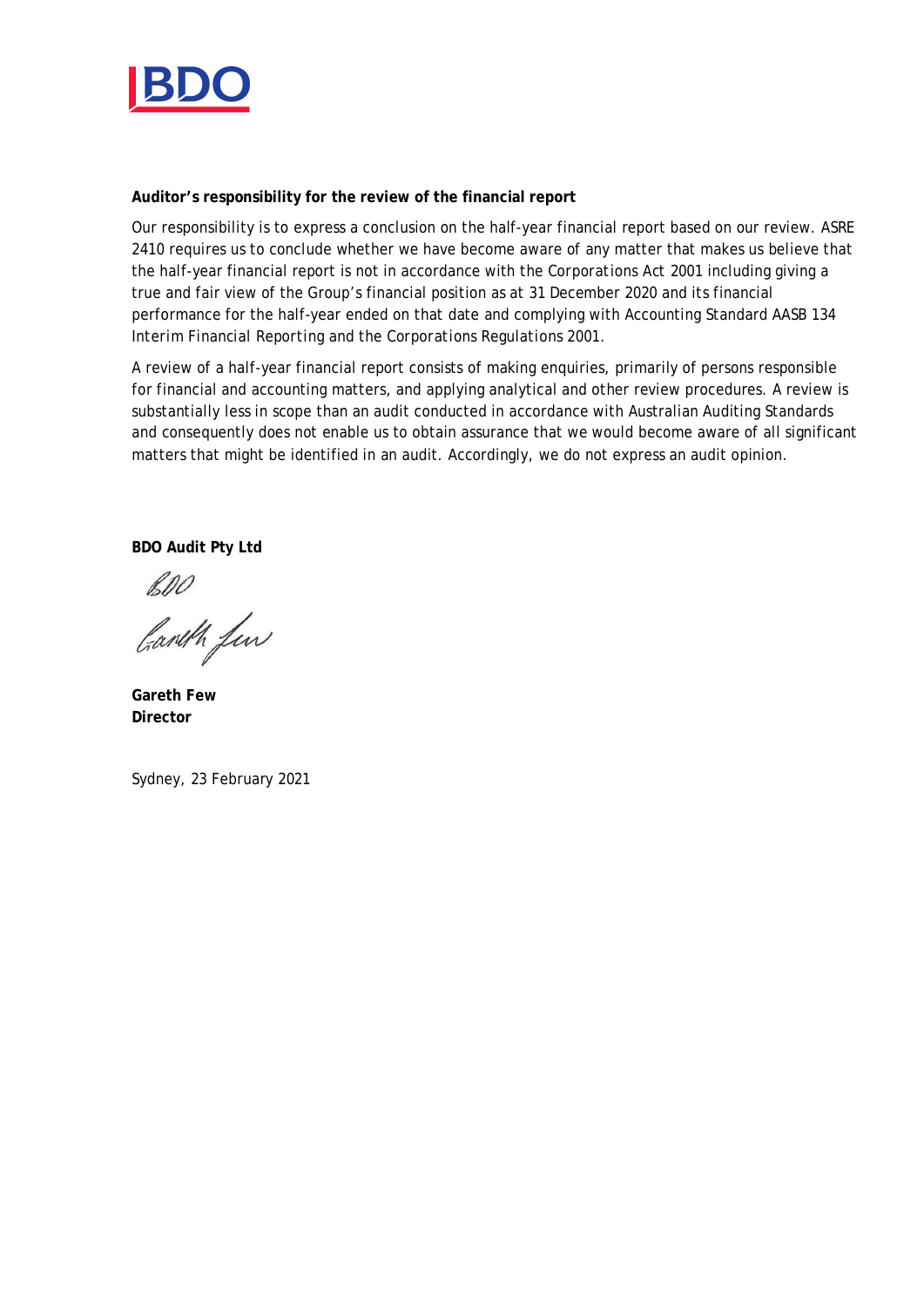**Auditor's responsibility for the review of the financial report**

Our responsibility is to express a conclusion on the half-year financial report based on our review. ASRE 2410 requires us to conclude whether we have become aware of any matter that makes us believe that the half-year financial report is not in accordance with the *Corporations Act 2001* including giving a true and fair view of the Group's financial position as at 31 December 2020 and its financial performance for the half-year ended on that date and complying with Accounting Standard AASB 134 *Interim Financial Reporting* and the *Corporations Regulations 2001*.

A review of a half-year financial report consists of making enquiries, primarily of persons responsible for financial and accounting matters, and applying analytical and other review procedures. A review is substantially less in scope than an audit conducted in accordance with Australian Auditing Standards and consequently does not enable us to obtain assurance that we would become aware of all significant matters that might be identified in an audit. Accordingly, we do not express an audit opinion.

**BDO Audit Pty Ltd**

BDO

Gareth Few

**Gareth Few**
**Director**

Sydney, 23 February 2021